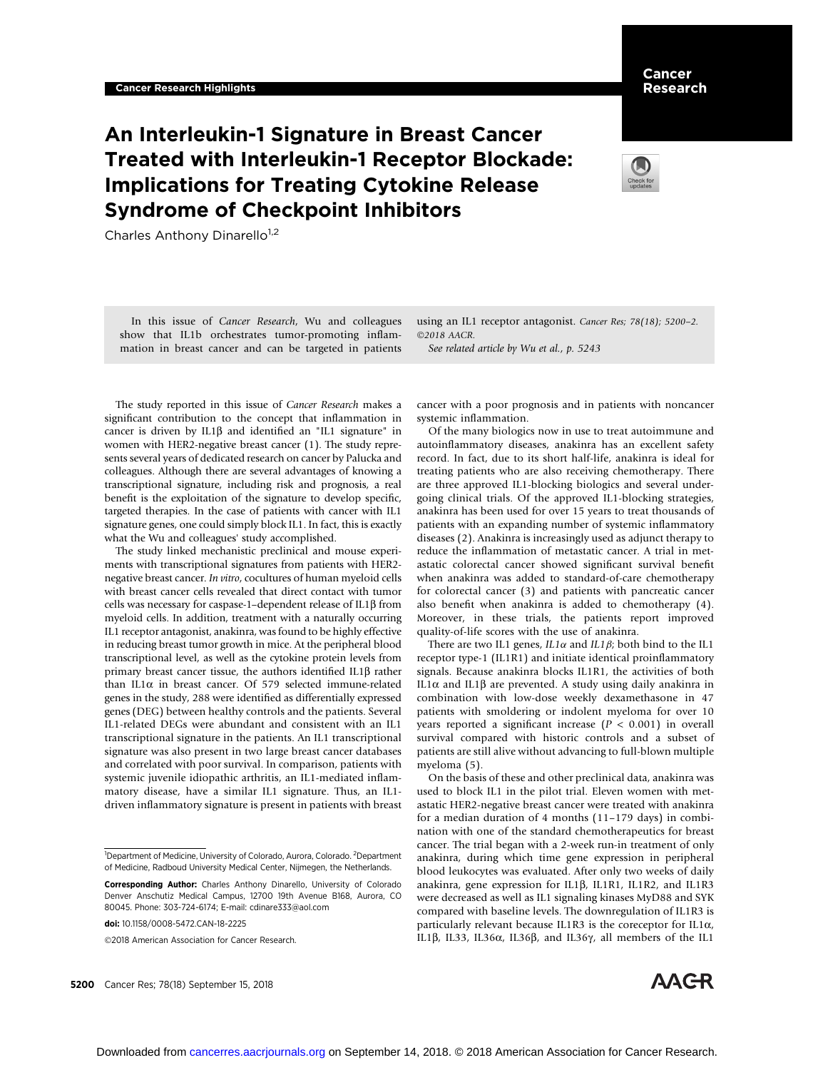Cancer Research Highlights

# An Interleukin-1 Signature in Breast Cancer Treated with Interleukin-1 Receptor Blockade: Implications for Treating Cytokine Release Syndrome of Checkpoint Inhibitors

Charles Anthony Dinarello[1,2]

In this issue of *Cancer Research*, Wu and colleagues show that IL1b orchestrates tumor-promoting inflammation in breast cancer and can be targeted in patients using an IL1 receptor antagonist. *Cancer Res; 78(18); 5200–2. ©2018 AACR.*

*See related article by Wu et al., p. 5243*

The study reported in this issue of *Cancer Research* makes a significant contribution to the concept that inflammation in cancer is driven by IL1β and identified an "IL1 signature" in women with HER2-negative breast cancer (1). The study represents several years of dedicated research on cancer by Palucka and colleagues. Although there are several advantages of knowing a transcriptional signature, including risk and prognosis, a real benefit is the exploitation of the signature to develop specific, targeted therapies. In the case of patients with cancer with IL1 signature genes, one could simply block IL1. In fact, this is exactly what the Wu and colleagues' study accomplished.

The study linked mechanistic preclinical and mouse experiments with transcriptional signatures from patients with HER2-negative breast cancer. *In vitro*, cocultures of human myeloid cells with breast cancer cells revealed that direct contact with tumor cells was necessary for caspase-1–dependent release of IL1β from myeloid cells. In addition, treatment with a naturally occurring IL1 receptor antagonist, anakinra, was found to be highly effective in reducing breast tumor growth in mice. At the peripheral blood transcriptional level, as well as the cytokine protein levels from primary breast cancer tissue, the authors identified IL1β rather than IL1α in breast cancer. Of 579 selected immune-related genes in the study, 288 were identified as differentially expressed genes (DEG) between healthy controls and the patients. Several IL1-related DEGs were abundant and consistent with an IL1 transcriptional signature in the patients. An IL1 transcriptional signature was also present in two large breast cancer databases and correlated with poor survival. In comparison, patients with systemic juvenile idiopathic arthritis, an IL1-mediated inflammatory disease, have a similar IL1 signature. Thus, an IL1-driven inflammatory signature is present in patients with breast cancer with a poor prognosis and in patients with noncancer systemic inflammation.

Of the many biologics now in use to treat autoimmune and autoinflammatory diseases, anakinra has an excellent safety record. In fact, due to its short half-life, anakinra is ideal for treating patients who are also receiving chemotherapy. There are three approved IL1-blocking biologics and several undergoing clinical trials. Of the approved IL1-blocking strategies, anakinra has been used for over 15 years to treat thousands of patients with an expanding number of systemic inflammatory diseases (2). Anakinra is increasingly used as adjunct therapy to reduce the inflammation of metastatic cancer. A trial in metastatic colorectal cancer showed significant survival benefit when anakinra was added to standard-of-care chemotherapy for colorectal cancer (3) and patients with pancreatic cancer also benefit when anakinra is added to chemotherapy (4). Moreover, in these trials, the patients report improved quality-of-life scores with the use of anakinra.

There are two IL1 genes, *IL1α* and *IL1β*; both bind to the IL1 receptor type-1 (IL1R1) and initiate identical proinflammatory signals. Because anakinra blocks IL1R1, the activities of both IL1α and IL1β are prevented. A study using daily anakinra in combination with low-dose weekly dexamethasone in 47 patients with smoldering or indolent myeloma for over 10 years reported a significant increase ($P < 0.001$) in overall survival compared with historic controls and a subset of patients are still alive without advancing to full-blown multiple myeloma (5).

On the basis of these and other preclinical data, anakinra was used to block IL1 in the pilot trial. Eleven women with metastatic HER2-negative breast cancer were treated with anakinra for a median duration of 4 months (11–179 days) in combination with one of the standard chemotherapeutics for breast cancer. The trial began with a 2-week run-in treatment of only anakinra, during which time gene expression in peripheral blood leukocytes was evaluated. After only two weeks of daily anakinra, gene expression for IL1β, IL1R1, IL1R2, and IL1R3 were decreased as well as IL1 signaling kinases MyD88 and SYK compared with baseline levels. The downregulation of IL1R3 is particularly relevant because IL1R3 is the coreceptor for IL1α, IL1β, IL33, IL36α, IL36β, and IL36γ, all members of the IL1

[1]Department of Medicine, University of Colorado, Aurora, Colorado. [2]Department of Medicine, Radboud University Medical Center, Nijmegen, the Netherlands.

**Corresponding Author:** Charles Anthony Dinarello, University of Colorado Denver Anschutz Medical Campus, 12700 19th Avenue B168, Aurora, CO 80045. Phone: 303-724-6174; E-mail: cdinare333@aol.com

**doi:** 10.1158/0008-5472.CAN-18-2225

©2018 American Association for Cancer Research.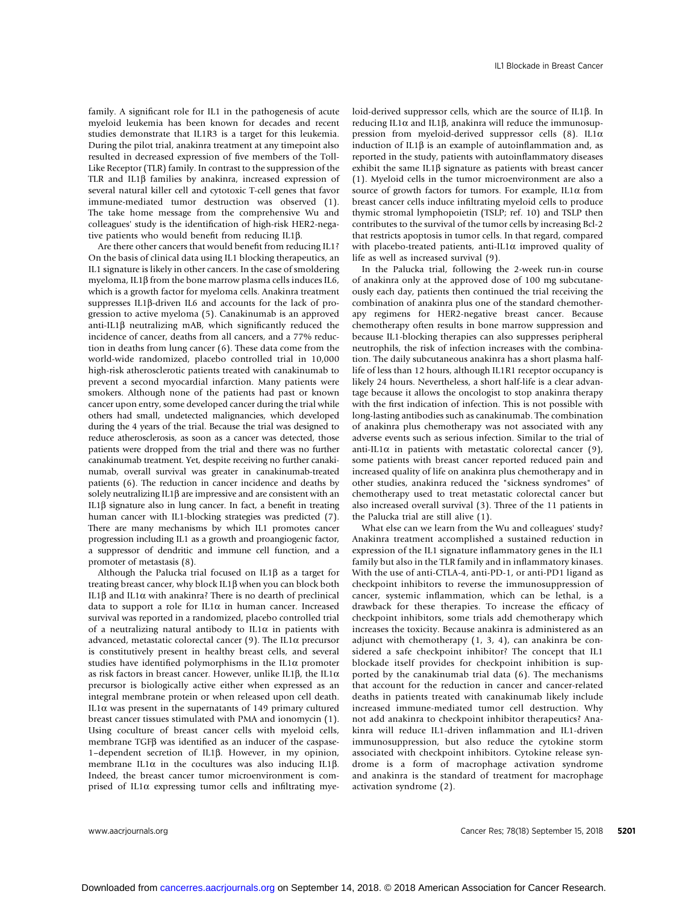family. A significant role for IL1 in the pathogenesis of acute myeloid leukemia has been known for decades and recent studies demonstrate that IL1R3 is a target for this leukemia. During the pilot trial, anakinra treatment at any timepoint also resulted in decreased expression of five members of the Toll-Like Receptor (TLR) family. In contrast to the suppression of the TLR and IL1β families by anakinra, increased expression of several natural killer cell and cytotoxic T-cell genes that favor immune-mediated tumor destruction was observed (1). The take home message from the comprehensive Wu and colleagues' study is the identification of high-risk HER2-negative patients who would benefit from reducing IL1β.

Are there other cancers that would benefit from reducing IL1? On the basis of clinical data using IL1 blocking therapeutics, an IL1 signature is likely in other cancers. In the case of smoldering myeloma, IL1β from the bone marrow plasma cells induces IL6, which is a growth factor for myeloma cells. Anakinra treatment suppresses IL1β-driven IL6 and accounts for the lack of progression to active myeloma (5). Canakinumab is an approved anti-IL1β neutralizing mAB, which significantly reduced the incidence of cancer, deaths from all cancers, and a 77% reduction in deaths from lung cancer (6). These data come from the world-wide randomized, placebo controlled trial in 10,000 high-risk atherosclerotic patients treated with canakinumab to prevent a second myocardial infarction. Many patients were smokers. Although none of the patients had past or known cancer upon entry, some developed cancer during the trial while others had small, undetected malignancies, which developed during the 4 years of the trial. Because the trial was designed to reduce atherosclerosis, as soon as a cancer was detected, those patients were dropped from the trial and there was no further canakinumab treatment. Yet, despite receiving no further canakinumab, overall survival was greater in canakinumab-treated patients (6). The reduction in cancer incidence and deaths by solely neutralizing IL1β are impressive and are consistent with an IL1β signature also in lung cancer. In fact, a benefit in treating human cancer with IL1-blocking strategies was predicted (7). There are many mechanisms by which IL1 promotes cancer progression including IL1 as a growth and proangiogenic factor, a suppressor of dendritic and immune cell function, and a promoter of metastasis (8).

Although the Palucka trial focused on IL1β as a target for treating breast cancer, why block IL1β when you can block both IL1β and IL1α with anakinra? There is no dearth of preclinical data to support a role for IL1α in human cancer. Increased survival was reported in a randomized, placebo controlled trial of a neutralizing natural antibody to IL1α in patients with advanced, metastatic colorectal cancer (9). The IL1α precursor is constitutively present in healthy breast cells, and several studies have identified polymorphisms in the IL1α promoter as risk factors in breast cancer. However, unlike IL1β, the IL1α precursor is biologically active either when expressed as an integral membrane protein or when released upon cell death. IL1α was present in the supernatants of 149 primary cultured breast cancer tissues stimulated with PMA and ionomycin (1). Using coculture of breast cancer cells with myeloid cells, membrane TGFβ was identified as an inducer of the caspase-1–dependent secretion of IL1β. However, in my opinion, membrane IL1α in the cocultures was also inducing IL1β. Indeed, the breast cancer tumor microenvironment is comprised of IL1α expressing tumor cells and infiltrating myeloid-derived suppressor cells, which are the source of IL1β. In reducing IL1α and IL1β, anakinra will reduce the immunosuppression from myeloid-derived suppressor cells (8). IL1α induction of IL1β is an example of autoinflammation and, as reported in the study, patients with autoinflammatory diseases exhibit the same IL1β signature as patients with breast cancer (1). Myeloid cells in the tumor microenvironment are also a source of growth factors for tumors. For example, IL1α from breast cancer cells induce infiltrating myeloid cells to produce thymic stromal lymphopoietin (TSLP; ref. 10) and TSLP then contributes to the survival of the tumor cells by increasing Bcl-2 that restricts apoptosis in tumor cells. In that regard, compared with placebo-treated patients, anti-IL1α improved quality of life as well as increased survival (9).

In the Palucka trial, following the 2-week run-in course of anakinra only at the approved dose of 100 mg subcutaneously each day, patients then continued the trial receiving the combination of anakinra plus one of the standard chemotherapy regimens for HER2-negative breast cancer. Because chemotherapy often results in bone marrow suppression and because IL1-blocking therapies can also suppresses peripheral neutrophils, the risk of infection increases with the combination. The daily subcutaneous anakinra has a short plasma half-life of less than 12 hours, although IL1R1 receptor occupancy is likely 24 hours. Nevertheless, a short half-life is a clear advantage because it allows the oncologist to stop anakinra therapy with the first indication of infection. This is not possible with long-lasting antibodies such as canakinumab. The combination of anakinra plus chemotherapy was not associated with any adverse events such as serious infection. Similar to the trial of anti-IL1α in patients with metastatic colorectal cancer (9), some patients with breast cancer reported reduced pain and increased quality of life on anakinra plus chemotherapy and in other studies, anakinra reduced the "sickness syndromes" of chemotherapy used to treat metastatic colorectal cancer but also increased overall survival (3). Three of the 11 patients in the Palucka trial are still alive (1).

What else can we learn from the Wu and colleagues' study? Anakinra treatment accomplished a sustained reduction in expression of the IL1 signature inflammatory genes in the IL1 family but also in the TLR family and in inflammatory kinases. With the use of anti-CTLA-4, anti-PD-1, or anti-PD1 ligand as checkpoint inhibitors to reverse the immunosuppression of cancer, systemic inflammation, which can be lethal, is a drawback for these therapies. To increase the efficacy of checkpoint inhibitors, some trials add chemotherapy which increases the toxicity. Because anakinra is administered as an adjunct with chemotherapy (1, 3, 4), can anakinra be considered a safe checkpoint inhibitor? The concept that IL1 blockade itself provides for checkpoint inhibition is supported by the canakinumab trial data (6). The mechanisms that account for the reduction in cancer and cancer-related deaths in patients treated with canakinumab likely include increased immune-mediated tumor cell destruction. Why not add anakinra to checkpoint inhibitor therapeutics? Anakinra will reduce IL1-driven inflammation and IL1-driven immunosuppression, but also reduce the cytokine storm associated with checkpoint inhibitors. Cytokine release syndrome is a form of macrophage activation syndrome and anakinra is the standard of treatment for macrophage activation syndrome (2).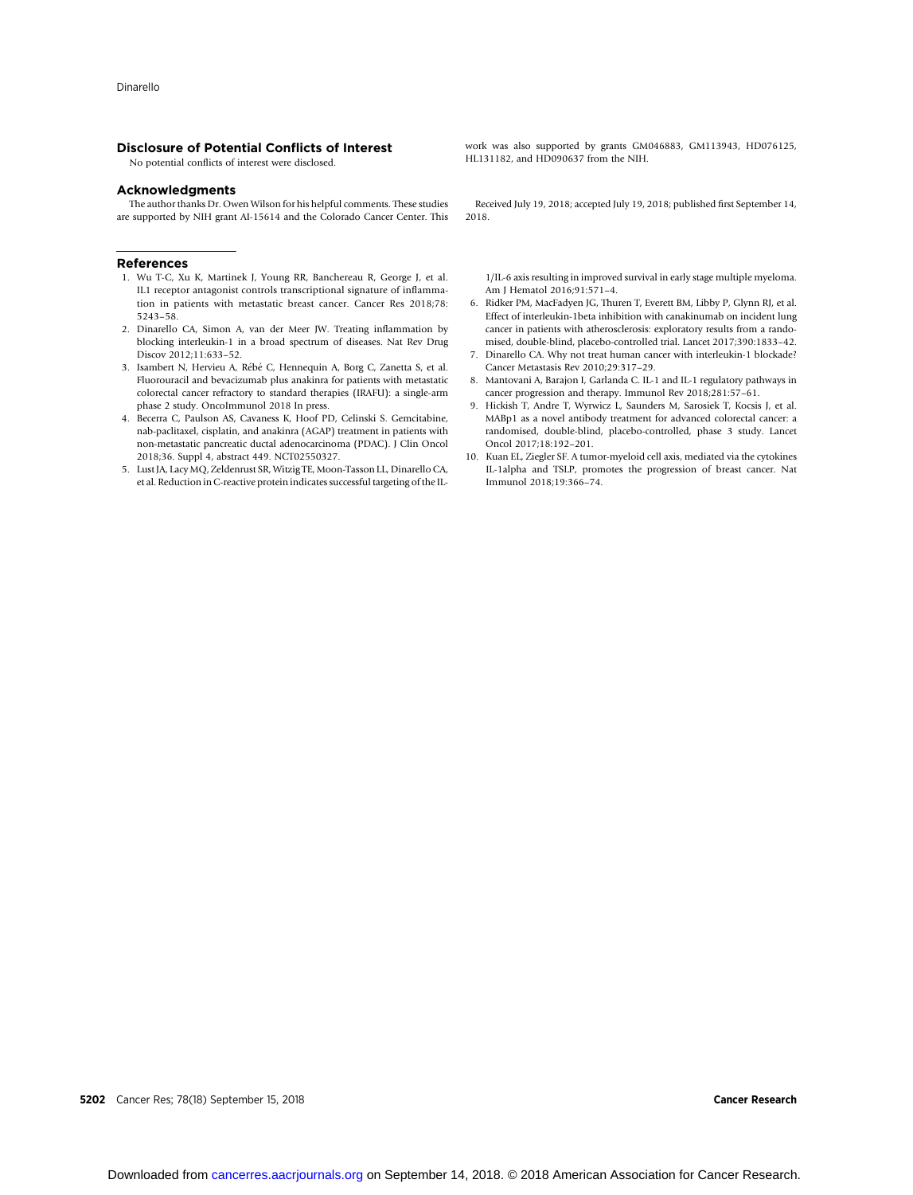## Disclosure of Potential Conflicts of Interest

No potential conflicts of interest were disclosed.

## Acknowledgments

The author thanks Dr. Owen Wilson for his helpful comments. These studies are supported by NIH grant AI-15614 and the Colorado Cancer Center. This work was also supported by grants GM046883, GM113943, HD076125, HL131182, and HD090637 from the NIH.

Received July 19, 2018; accepted July 19, 2018; published first September 14, 2018.

## References

1. Wu T-C, Xu K, Martinek J, Young RR, Banchereau R, George J, et al. IL1 receptor antagonist controls transcriptional signature of inflammation in patients with metastatic breast cancer. Cancer Res 2018;78:5243–58.
2. Dinarello CA, Simon A, van der Meer JW. Treating inflammation by blocking interleukin-1 in a broad spectrum of diseases. Nat Rev Drug Discov 2012;11:633–52.
3. Isambert N, Hervieu A, Rébé C, Hennequin A, Borg C, Zanetta S, et al. Fluorouracil and bevacizumab plus anakinra for patients with metastatic colorectal cancer refractory to standard therapies (IRAFU): a single-arm phase 2 study. OncoImmunol 2018 In press.
4. Becerra C, Paulson AS, Cavaness K, Hoof PD, Celinski S. Gemcitabine, nab-paclitaxel, cisplatin, and anakinra (AGAP) treatment in patients with non-metastatic pancreatic ductal adenocarcinoma (PDAC). J Clin Oncol 2018;36. Suppl 4, abstract 449. NCT02550327.
5. Lust JA, Lacy MQ, Zeldenrust SR, Witzig TE, Moon-Tasson LL, Dinarello CA, et al. Reduction in C-reactive protein indicates successful targeting of the IL-1/IL-6 axis resulting in improved survival in early stage multiple myeloma. Am J Hematol 2016;91:571–4.
6. Ridker PM, MacFadyen JG, Thuren T, Everett BM, Libby P, Glynn RJ, et al. Effect of interleukin-1beta inhibition with canakinumab on incident lung cancer in patients with atherosclerosis: exploratory results from a randomised, double-blind, placebo-controlled trial. Lancet 2017;390:1833–42.
7. Dinarello CA. Why not treat human cancer with interleukin-1 blockade? Cancer Metastasis Rev 2010;29:317–29.
8. Mantovani A, Barajon I, Garlanda C. IL-1 and IL-1 regulatory pathways in cancer progression and therapy. Immunol Rev 2018;281:57–61.
9. Hickish T, Andre T, Wyrwicz L, Saunders M, Sarosiek T, Kocsis J, et al. MABp1 as a novel antibody treatment for advanced colorectal cancer: a randomised, double-blind, placebo-controlled, phase 3 study. Lancet Oncol 2017;18:192–201.
10. Kuan EL, Ziegler SF. A tumor-myeloid cell axis, mediated via the cytokines IL-1alpha and TSLP, promotes the progression of breast cancer. Nat Immunol 2018;19:366–74.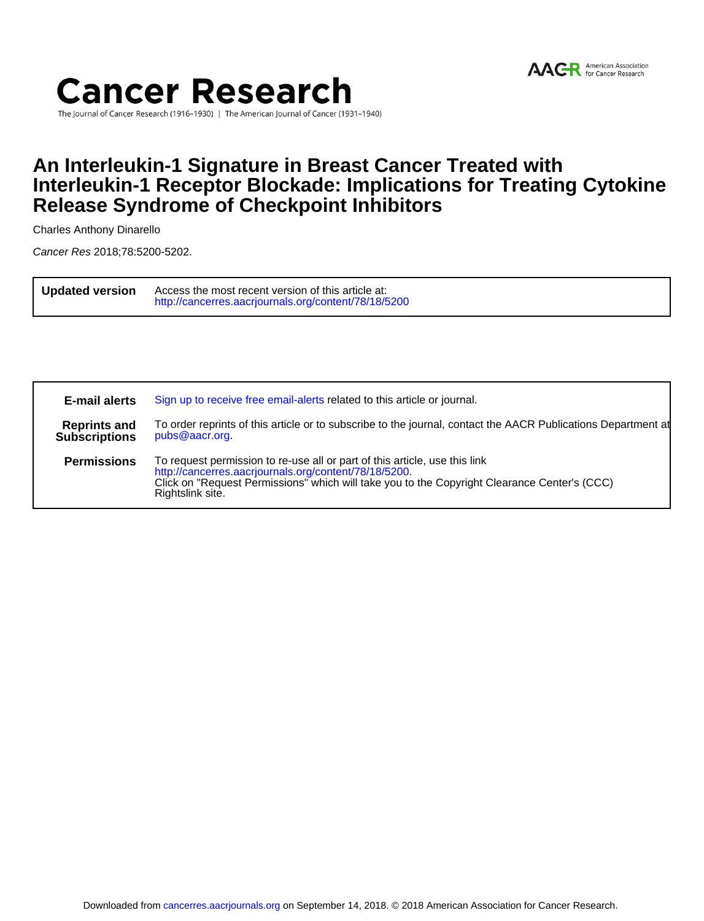# Cancer Research

The Journal of Cancer Research (1916–1930) | The American Journal of Cancer (1931–1940)

# An Interleukin-1 Signature in Breast Cancer Treated with Interleukin-1 Receptor Blockade: Implications for Treating Cytokine Release Syndrome of Checkpoint Inhibitors

Charles Anthony Dinarello

*Cancer Res* 2018;78:5200-5202.

| | |
|---|---|
| **Updated version** | Access the most recent version of this article at: http://cancerres.aacrjournals.org/content/78/18/5200 |

| | |
|---|---|
| **E-mail alerts** | Sign up to receive free email-alerts related to this article or journal. |
| **Reprints and Subscriptions** | To order reprints of this article or to subscribe to the journal, contact the AACR Publications Department at pubs@aacr.org. |
| **Permissions** | To request permission to re-use all or part of this article, use this link http://cancerres.aacrjournals.org/content/78/18/5200. Click on "Request Permissions" which will take you to the Copyright Clearance Center's (CCC) Rightslink site. |

Downloaded from cancerres.aacrjournals.org on September 14, 2018. © 2018 American Association for Cancer Research.